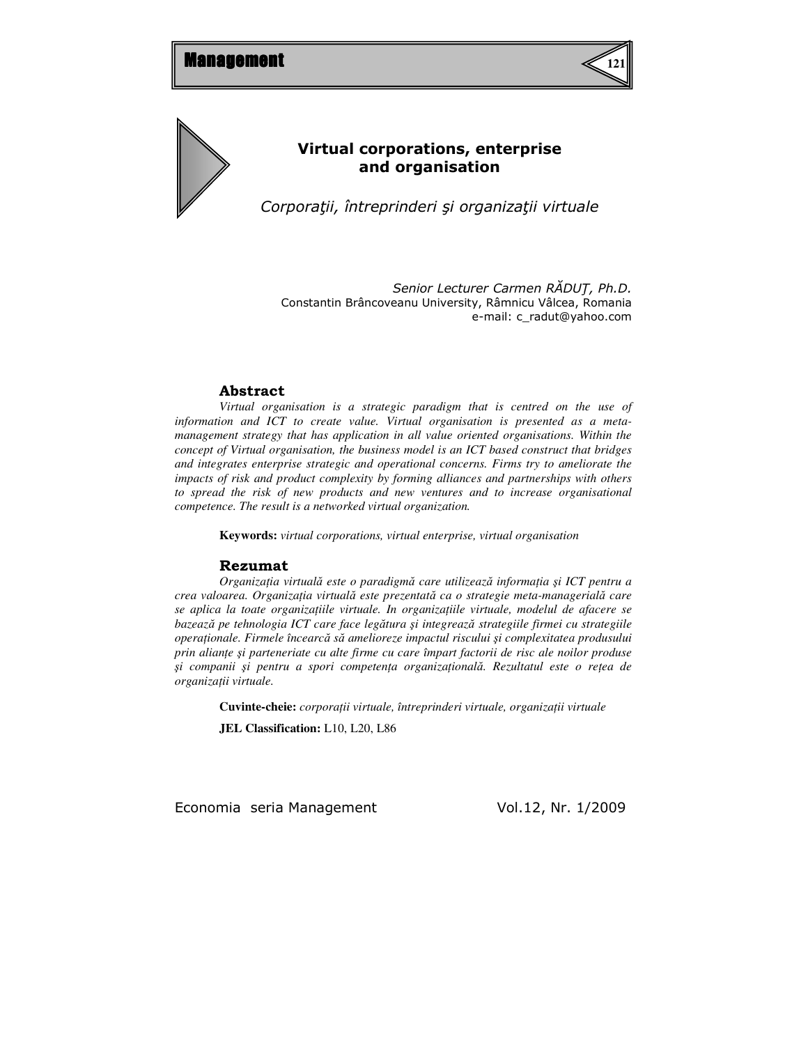# Virtual corporations, enterprise and organisation

*Corporaţii, întreprinderi şi organizaţii virtuale*

*Senior Lecturer Carmen RĂDUŢ, Ph.D.*
Constantin Brâncoveanu University, Râmnicu Vâlcea, Romania
e-mail: c_radut@yahoo.com

## Abstract

*Virtual organisation is a strategic paradigm that is centred on the use of information and ICT to create value. Virtual organisation is presented as a meta-management strategy that has application in all value oriented organisations. Within the concept of Virtual organisation, the business model is an ICT based construct that bridges and integrates enterprise strategic and operational concerns. Firms try to ameliorate the impacts of risk and product complexity by forming alliances and partnerships with others to spread the risk of new products and new ventures and to increase organisational competence. The result is a networked virtual organization.*

**Keywords:** *virtual corporations, virtual enterprise, virtual organisation*

## Rezumat

*Organizaţia virtuală este o paradigmă care utilizează informaţia şi ICT pentru a crea valoarea. Organizaţia virtuală este prezentată ca o strategie meta-managerială care se aplica la toate organizaţiile virtuale. In organizaţiile virtuale, modelul de afacere se bazează pe tehnologia ICT care face legătura şi integrează strategiile firmei cu strategiile operaţionale. Firmele încearcă să amelioreze impactul riscului şi complexitatea produsului prin alianţe şi parteneriate cu alte firme cu care împart factorii de risc ale noilor produse şi companii şi pentru a spori competenţa organizaţională. Rezultatul este o reţea de organizaţii virtuale.*

**Cuvinte-cheie:** *corporaţii virtuale, întreprinderi virtuale, organizaţii virtuale*

**JEL Classification:** L10, L20, L86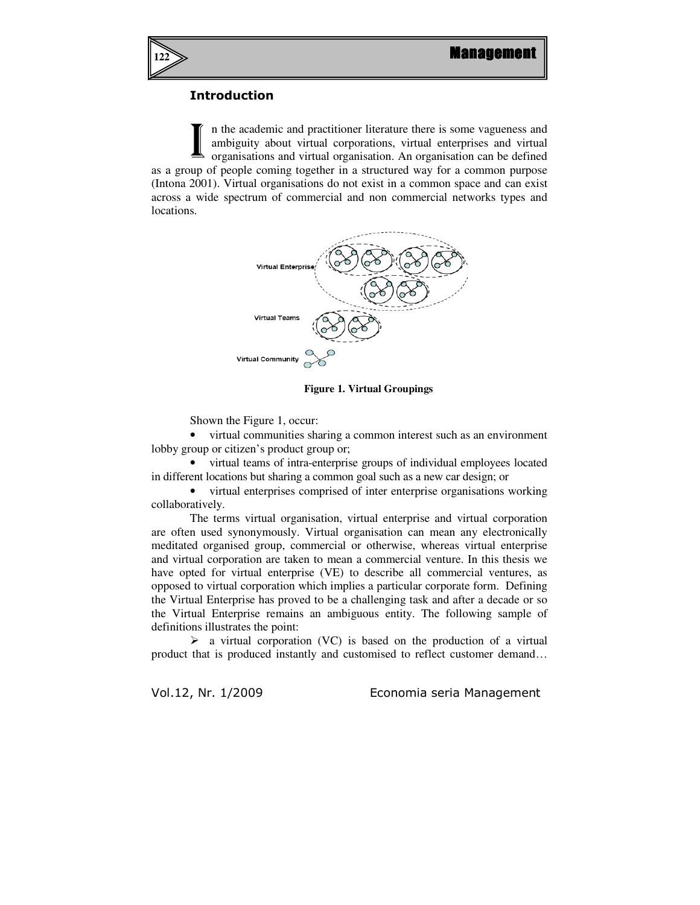## Introduction

In the academic and practitioner literature there is some vagueness and ambiguity about virtual corporations, virtual enterprises and virtual organisations and virtual organisation. An organisation can be defined as a group of people coming together in a structured way for a common purpose (Intona 2001). Virtual organisations do not exist in a common space and can exist across a wide spectrum of commercial and non commercial networks types and locations.

**Figure 1. Virtual Groupings**

Shown the Figure 1, occur:

- virtual communities sharing a common interest such as an environment lobby group or citizen's product group or;
- virtual teams of intra-enterprise groups of individual employees located in different locations but sharing a common goal such as a new car design; or
- virtual enterprises comprised of inter enterprise organisations working collaboratively.

The terms virtual organisation, virtual enterprise and virtual corporation are often used synonymously. Virtual organisation can mean any electronically meditated organised group, commercial or otherwise, whereas virtual enterprise and virtual corporation are taken to mean a commercial venture. In this thesis we have opted for virtual enterprise (VE) to describe all commercial ventures, as opposed to virtual corporation which implies a particular corporate form. Defining the Virtual Enterprise has proved to be a challenging task and after a decade or so the Virtual Enterprise remains an ambiguous entity. The following sample of definitions illustrates the point:

- a virtual corporation (VC) is based on the production of a virtual product that is produced instantly and customised to reflect customer demand…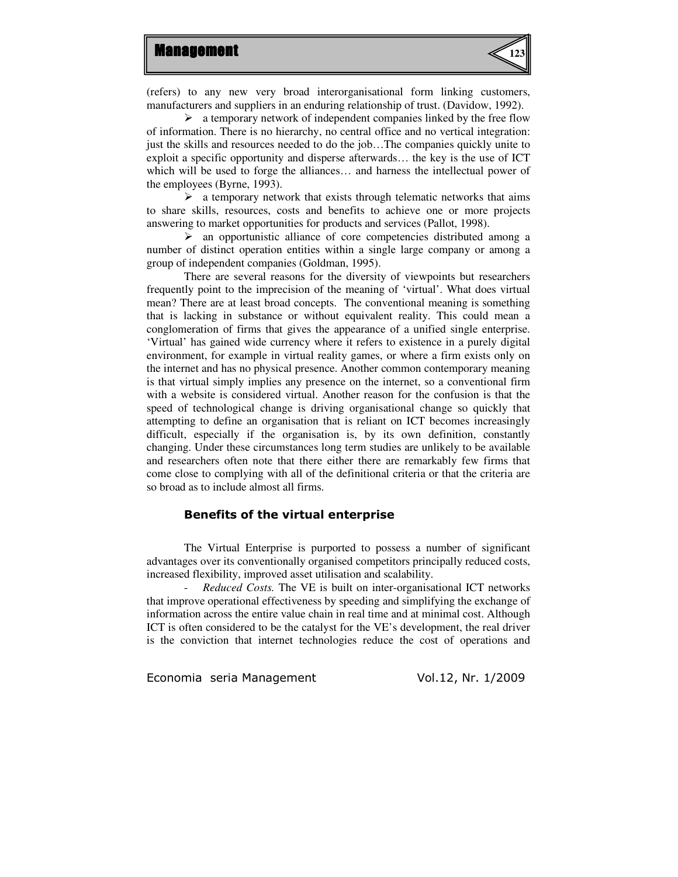(refers) to any new very broad interorganisational form linking customers, manufacturers and suppliers in an enduring relationship of trust. (Davidow, 1992).

- a temporary network of independent companies linked by the free flow of information. There is no hierarchy, no central office and no vertical integration: just the skills and resources needed to do the job…The companies quickly unite to exploit a specific opportunity and disperse afterwards… the key is the use of ICT which will be used to forge the alliances… and harness the intellectual power of the employees (Byrne, 1993).
- a temporary network that exists through telematic networks that aims to share skills, resources, costs and benefits to achieve one or more projects answering to market opportunities for products and services (Pallot, 1998).
- an opportunistic alliance of core competencies distributed among a number of distinct operation entities within a single large company or among a group of independent companies (Goldman, 1995).

There are several reasons for the diversity of viewpoints but researchers frequently point to the imprecision of the meaning of 'virtual'. What does virtual mean? There are at least broad concepts. The conventional meaning is something that is lacking in substance or without equivalent reality. This could mean a conglomeration of firms that gives the appearance of a unified single enterprise. 'Virtual' has gained wide currency where it refers to existence in a purely digital environment, for example in virtual reality games, or where a firm exists only on the internet and has no physical presence. Another common contemporary meaning is that virtual simply implies any presence on the internet, so a conventional firm with a website is considered virtual. Another reason for the confusion is that the speed of technological change is driving organisational change so quickly that attempting to define an organisation that is reliant on ICT becomes increasingly difficult, especially if the organisation is, by its own definition, constantly changing. Under these circumstances long term studies are unlikely to be available and researchers often note that there either there are remarkably few firms that come close to complying with all of the definitional criteria or that the criteria are so broad as to include almost all firms.

## Benefits of the virtual enterprise

The Virtual Enterprise is purported to possess a number of significant advantages over its conventionally organised competitors principally reduced costs, increased flexibility, improved asset utilisation and scalability.

- *Reduced Costs.* The VE is built on inter-organisational ICT networks that improve operational effectiveness by speeding and simplifying the exchange of information across the entire value chain in real time and at minimal cost. Although ICT is often considered to be the catalyst for the VE's development, the real driver is the conviction that internet technologies reduce the cost of operations and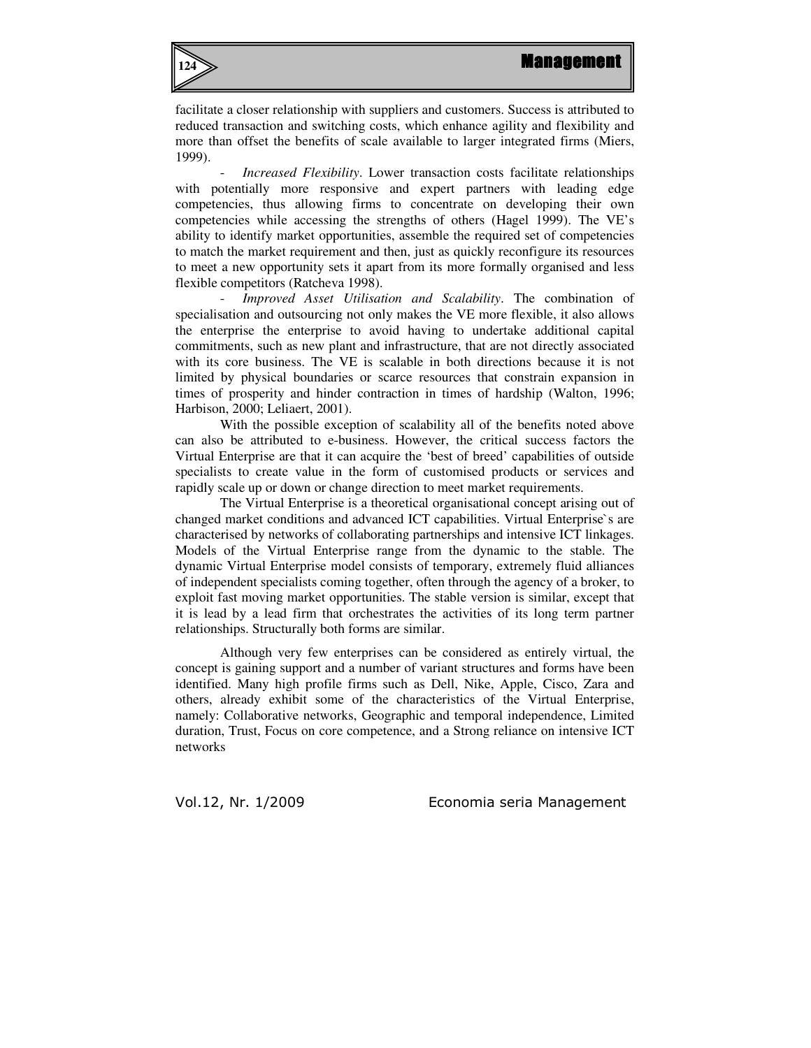facilitate a closer relationship with suppliers and customers. Success is attributed to reduced transaction and switching costs, which enhance agility and flexibility and more than offset the benefits of scale available to larger integrated firms (Miers, 1999).

- *Increased Flexibility*. Lower transaction costs facilitate relationships with potentially more responsive and expert partners with leading edge competencies, thus allowing firms to concentrate on developing their own competencies while accessing the strengths of others (Hagel 1999). The VE's ability to identify market opportunities, assemble the required set of competencies to match the market requirement and then, just as quickly reconfigure its resources to meet a new opportunity sets it apart from its more formally organised and less flexible competitors (Ratcheva 1998).

- *Improved Asset Utilisation and Scalability*. The combination of specialisation and outsourcing not only makes the VE more flexible, it also allows the enterprise the enterprise to avoid having to undertake additional capital commitments, such as new plant and infrastructure, that are not directly associated with its core business. The VE is scalable in both directions because it is not limited by physical boundaries or scarce resources that constrain expansion in times of prosperity and hinder contraction in times of hardship (Walton, 1996; Harbison, 2000; Leliaert, 2001).

With the possible exception of scalability all of the benefits noted above can also be attributed to e-business. However, the critical success factors the Virtual Enterprise are that it can acquire the 'best of breed' capabilities of outside specialists to create value in the form of customised products or services and rapidly scale up or down or change direction to meet market requirements.

The Virtual Enterprise is a theoretical organisational concept arising out of changed market conditions and advanced ICT capabilities. Virtual Enterprise`s are characterised by networks of collaborating partnerships and intensive ICT linkages. Models of the Virtual Enterprise range from the dynamic to the stable. The dynamic Virtual Enterprise model consists of temporary, extremely fluid alliances of independent specialists coming together, often through the agency of a broker, to exploit fast moving market opportunities. The stable version is similar, except that it is lead by a lead firm that orchestrates the activities of its long term partner relationships. Structurally both forms are similar.

Although very few enterprises can be considered as entirely virtual, the concept is gaining support and a number of variant structures and forms have been identified. Many high profile firms such as Dell, Nike, Apple, Cisco, Zara and others, already exhibit some of the characteristics of the Virtual Enterprise, namely: Collaborative networks, Geographic and temporal independence, Limited duration, Trust, Focus on core competence, and a Strong reliance on intensive ICT networks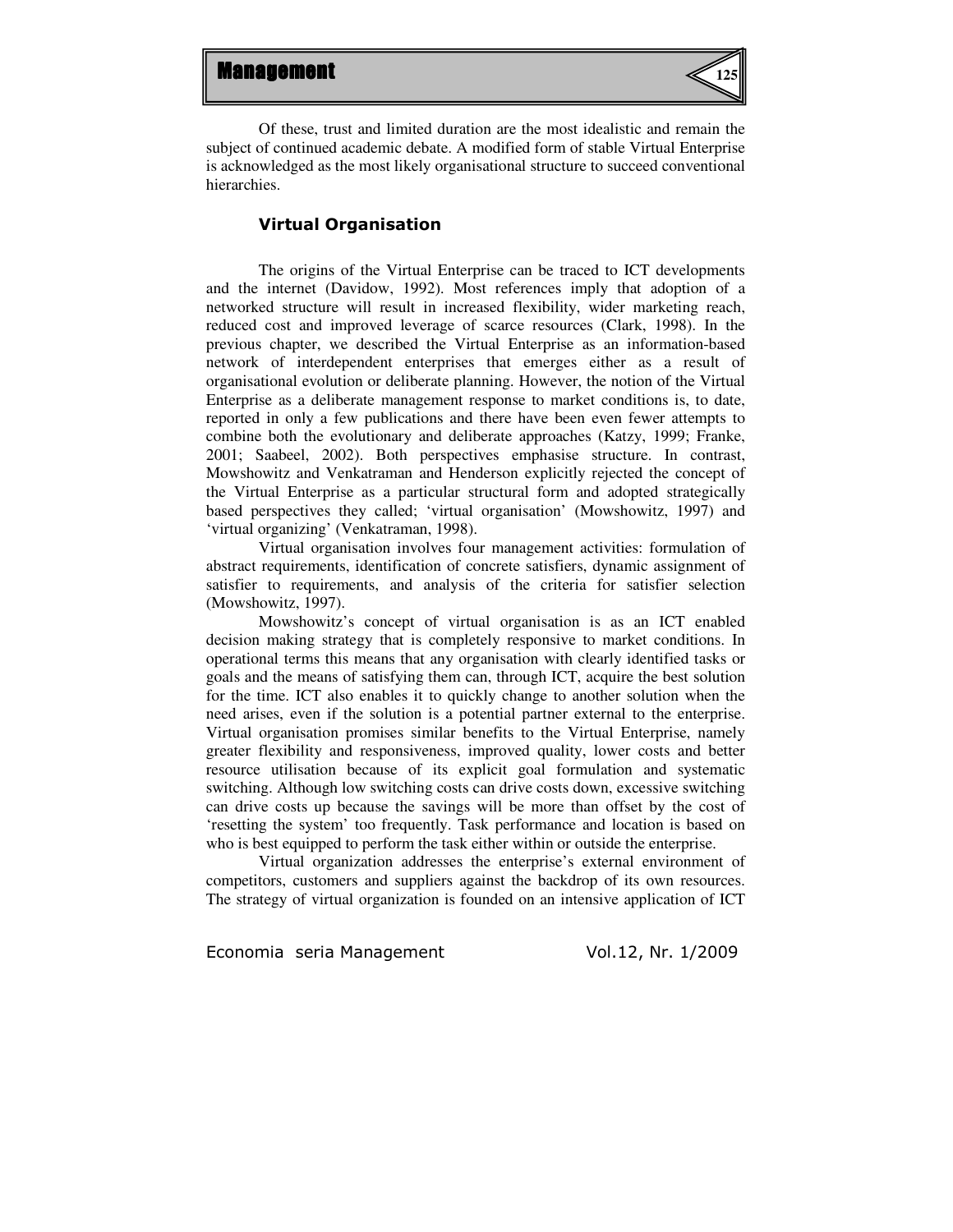Of these, trust and limited duration are the most idealistic and remain the subject of continued academic debate. A modified form of stable Virtual Enterprise is acknowledged as the most likely organisational structure to succeed conventional hierarchies.

### Virtual Organisation

The origins of the Virtual Enterprise can be traced to ICT developments and the internet (Davidow, 1992). Most references imply that adoption of a networked structure will result in increased flexibility, wider marketing reach, reduced cost and improved leverage of scarce resources (Clark, 1998). In the previous chapter, we described the Virtual Enterprise as an information-based network of interdependent enterprises that emerges either as a result of organisational evolution or deliberate planning. However, the notion of the Virtual Enterprise as a deliberate management response to market conditions is, to date, reported in only a few publications and there have been even fewer attempts to combine both the evolutionary and deliberate approaches (Katzy, 1999; Franke, 2001; Saabeel, 2002). Both perspectives emphasise structure. In contrast, Mowshowitz and Venkatraman and Henderson explicitly rejected the concept of the Virtual Enterprise as a particular structural form and adopted strategically based perspectives they called; 'virtual organisation' (Mowshowitz, 1997) and 'virtual organizing' (Venkatraman, 1998).

Virtual organisation involves four management activities: formulation of abstract requirements, identification of concrete satisfiers, dynamic assignment of satisfier to requirements, and analysis of the criteria for satisfier selection (Mowshowitz, 1997).

Mowshowitz's concept of virtual organisation is as an ICT enabled decision making strategy that is completely responsive to market conditions. In operational terms this means that any organisation with clearly identified tasks or goals and the means of satisfying them can, through ICT, acquire the best solution for the time. ICT also enables it to quickly change to another solution when the need arises, even if the solution is a potential partner external to the enterprise. Virtual organisation promises similar benefits to the Virtual Enterprise, namely greater flexibility and responsiveness, improved quality, lower costs and better resource utilisation because of its explicit goal formulation and systematic switching. Although low switching costs can drive costs down, excessive switching can drive costs up because the savings will be more than offset by the cost of 'resetting the system' too frequently. Task performance and location is based on who is best equipped to perform the task either within or outside the enterprise.

Virtual organization addresses the enterprise's external environment of competitors, customers and suppliers against the backdrop of its own resources. The strategy of virtual organization is founded on an intensive application of ICT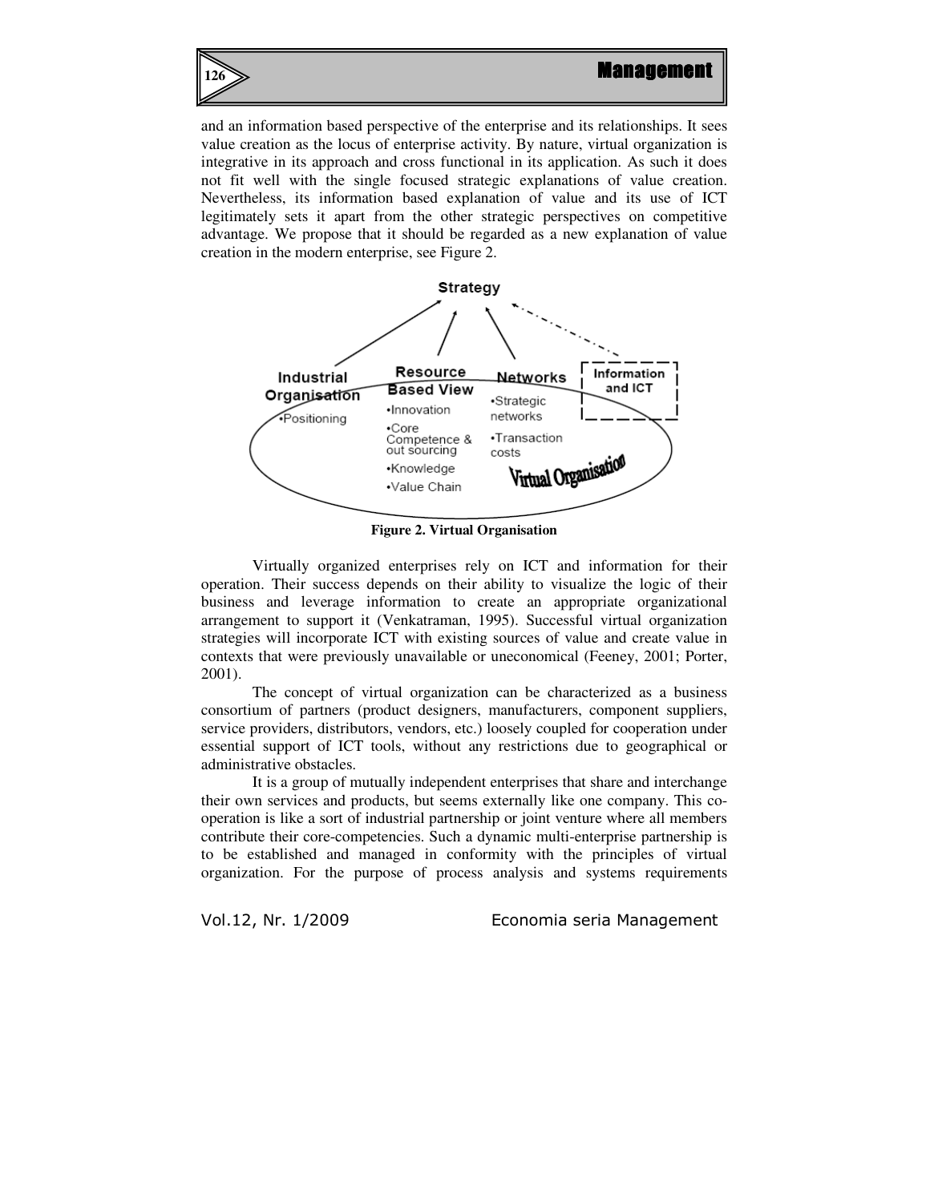and an information based perspective of the enterprise and its relationships. It sees value creation as the locus of enterprise activity. By nature, virtual organization is integrative in its approach and cross functional in its application. As such it does not fit well with the single focused strategic explanations of value creation. Nevertheless, its information based explanation of value and its use of ICT legitimately sets it apart from the other strategic perspectives on competitive advantage. We propose that it should be regarded as a new explanation of value creation in the modern enterprise, see Figure 2.

**Figure 2. Virtual Organisation**

Virtually organized enterprises rely on ICT and information for their operation. Their success depends on their ability to visualize the logic of their business and leverage information to create an appropriate organizational arrangement to support it (Venkatraman, 1995). Successful virtual organization strategies will incorporate ICT with existing sources of value and create value in contexts that were previously unavailable or uneconomical (Feeney, 2001; Porter, 2001).

The concept of virtual organization can be characterized as a business consortium of partners (product designers, manufacturers, component suppliers, service providers, distributors, vendors, etc.) loosely coupled for cooperation under essential support of ICT tools, without any restrictions due to geographical or administrative obstacles.

It is a group of mutually independent enterprises that share and interchange their own services and products, but seems externally like one company. This co-operation is like a sort of industrial partnership or joint venture where all members contribute their core-competencies. Such a dynamic multi-enterprise partnership is to be established and managed in conformity with the principles of virtual organization. For the purpose of process analysis and systems requirements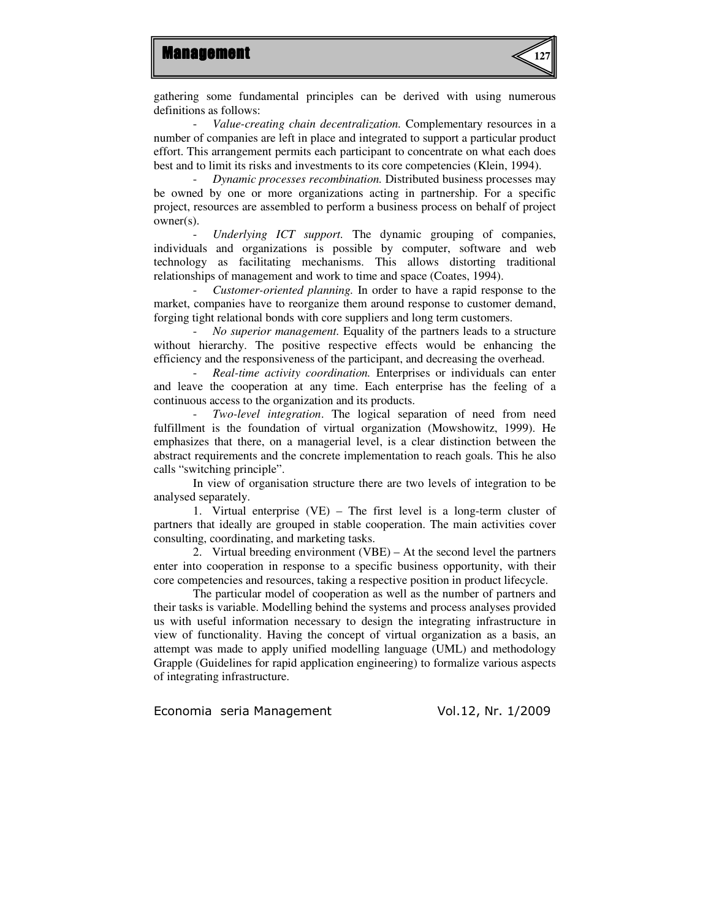gathering some fundamental principles can be derived with using numerous definitions as follows:

- *Value-creating chain decentralization.* Complementary resources in a number of companies are left in place and integrated to support a particular product effort. This arrangement permits each participant to concentrate on what each does best and to limit its risks and investments to its core competencies (Klein, 1994).
- *Dynamic processes recombination.* Distributed business processes may be owned by one or more organizations acting in partnership. For a specific project, resources are assembled to perform a business process on behalf of project owner(s).
- *Underlying ICT support.* The dynamic grouping of companies, individuals and organizations is possible by computer, software and web technology as facilitating mechanisms. This allows distorting traditional relationships of management and work to time and space (Coates, 1994).
- *Customer-oriented planning.* In order to have a rapid response to the market, companies have to reorganize them around response to customer demand, forging tight relational bonds with core suppliers and long term customers.
- *No superior management.* Equality of the partners leads to a structure without hierarchy. The positive respective effects would be enhancing the efficiency and the responsiveness of the participant, and decreasing the overhead.
- *Real-time activity coordination.* Enterprises or individuals can enter and leave the cooperation at any time. Each enterprise has the feeling of a continuous access to the organization and its products.
- *Two-level integration*. The logical separation of need from need fulfillment is the foundation of virtual organization (Mowshowitz, 1999). He emphasizes that there, on a managerial level, is a clear distinction between the abstract requirements and the concrete implementation to reach goals. This he also calls "switching principle".

In view of organisation structure there are two levels of integration to be analysed separately.

1. Virtual enterprise (VE) – The first level is a long-term cluster of partners that ideally are grouped in stable cooperation. The main activities cover consulting, coordinating, and marketing tasks.
2. Virtual breeding environment (VBE) – At the second level the partners enter into cooperation in response to a specific business opportunity, with their core competencies and resources, taking a respective position in product lifecycle.

The particular model of cooperation as well as the number of partners and their tasks is variable. Modelling behind the systems and process analyses provided us with useful information necessary to design the integrating infrastructure in view of functionality. Having the concept of virtual organization as a basis, an attempt was made to apply unified modelling language (UML) and methodology Grapple (Guidelines for rapid application engineering) to formalize various aspects of integrating infrastructure.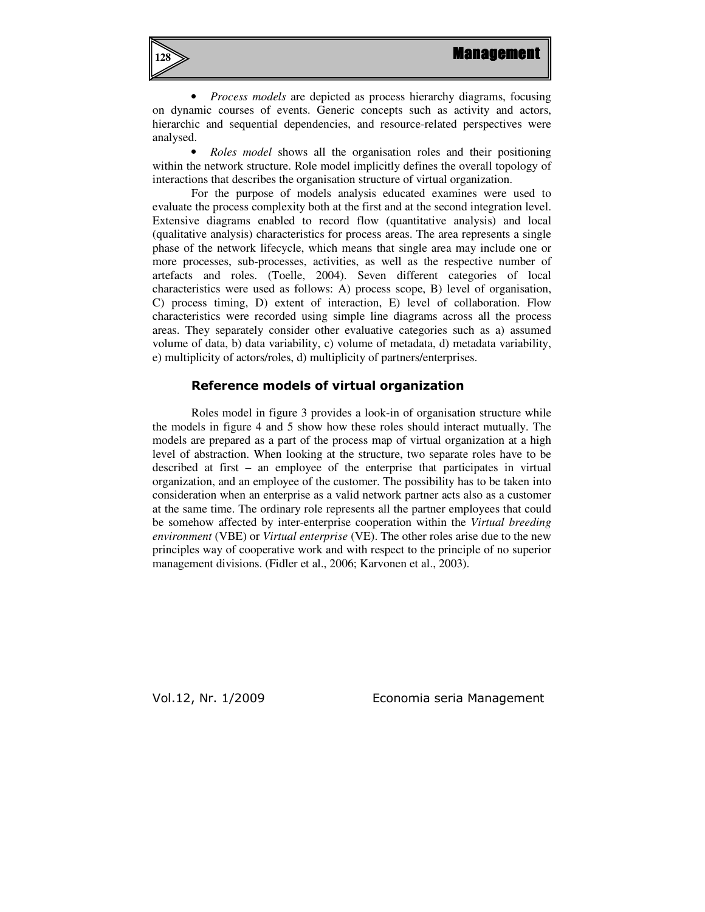- *Process models* are depicted as process hierarchy diagrams, focusing on dynamic courses of events. Generic concepts such as activity and actors, hierarchic and sequential dependencies, and resource-related perspectives were analysed.
- *Roles model* shows all the organisation roles and their positioning within the network structure. Role model implicitly defines the overall topology of interactions that describes the organisation structure of virtual organization.

For the purpose of models analysis educated examines were used to evaluate the process complexity both at the first and at the second integration level. Extensive diagrams enabled to record flow (quantitative analysis) and local (qualitative analysis) characteristics for process areas. The area represents a single phase of the network lifecycle, which means that single area may include one or more processes, sub-processes, activities, as well as the respective number of artefacts and roles. (Toelle, 2004). Seven different categories of local characteristics were used as follows: A) process scope, B) level of organisation, C) process timing, D) extent of interaction, E) level of collaboration. Flow characteristics were recorded using simple line diagrams across all the process areas. They separately consider other evaluative categories such as a) assumed volume of data, b) data variability, c) volume of metadata, d) metadata variability, e) multiplicity of actors/roles, d) multiplicity of partners/enterprises.

## Reference models of virtual organization

Roles model in figure 3 provides a look-in of organisation structure while the models in figure 4 and 5 show how these roles should interact mutually. The models are prepared as a part of the process map of virtual organization at a high level of abstraction. When looking at the structure, two separate roles have to be described at first – an employee of the enterprise that participates in virtual organization, and an employee of the customer. The possibility has to be taken into consideration when an enterprise as a valid network partner acts also as a customer at the same time. The ordinary role represents all the partner employees that could be somehow affected by inter-enterprise cooperation within the *Virtual breeding environment* (VBE) or *Virtual enterprise* (VE). The other roles arise due to the new principles way of cooperative work and with respect to the principle of no superior management divisions. (Fidler et al., 2006; Karvonen et al., 2003).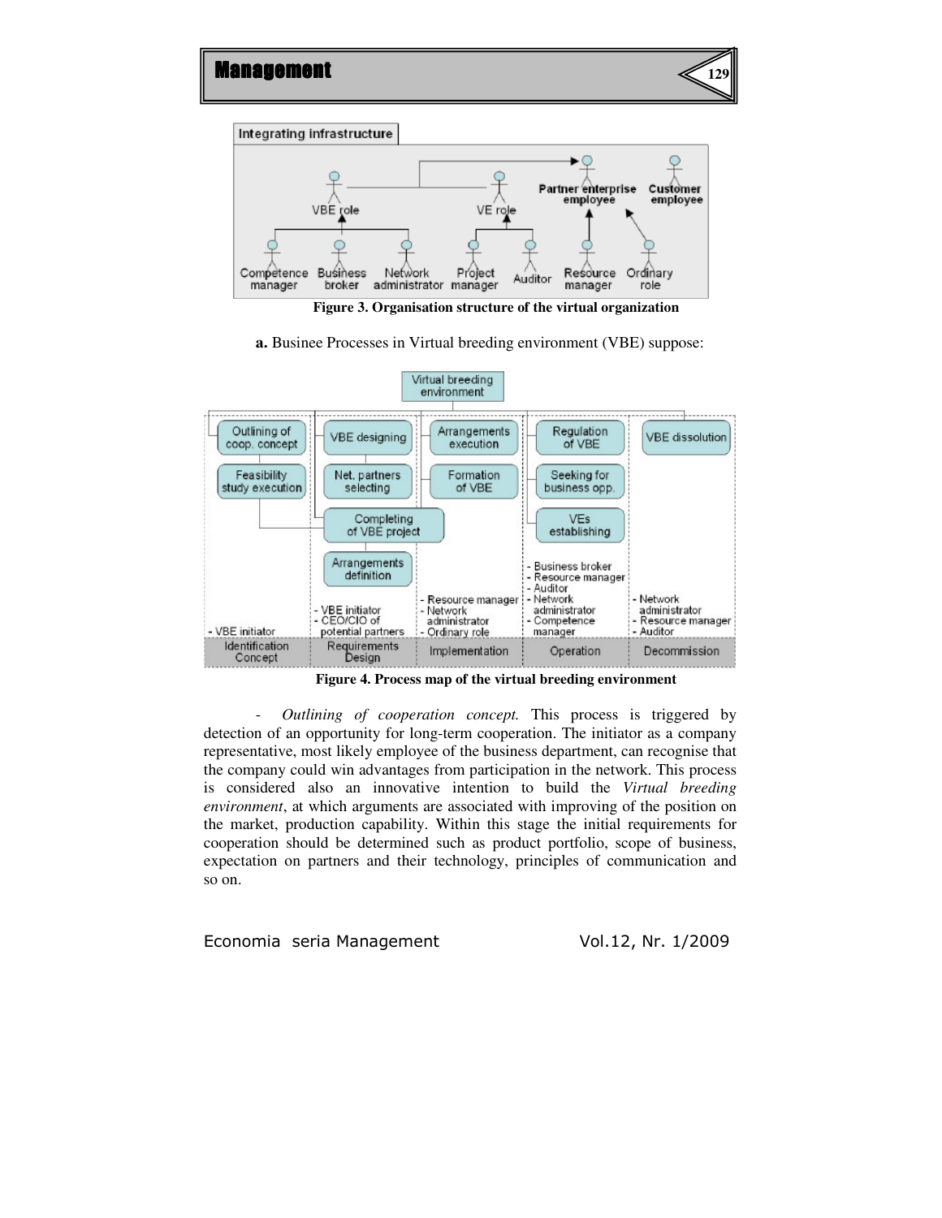Figure 3. Organisation structure of the virtual organization

**a.** Businee Processes in Virtual breeding environment (VBE) suppose:

Figure 4. Process map of the virtual breeding environment

- *Outlining of cooperation concept.* This process is triggered by detection of an opportunity for long-term cooperation. The initiator as a company representative, most likely employee of the business department, can recognise that the company could win advantages from participation in the network. This process is considered also an innovative intention to build the *Virtual breeding environment*, at which arguments are associated with improving of the position on the market, production capability. Within this stage the initial requirements for cooperation should be determined such as product portfolio, scope of business, expectation on partners and their technology, principles of communication and so on.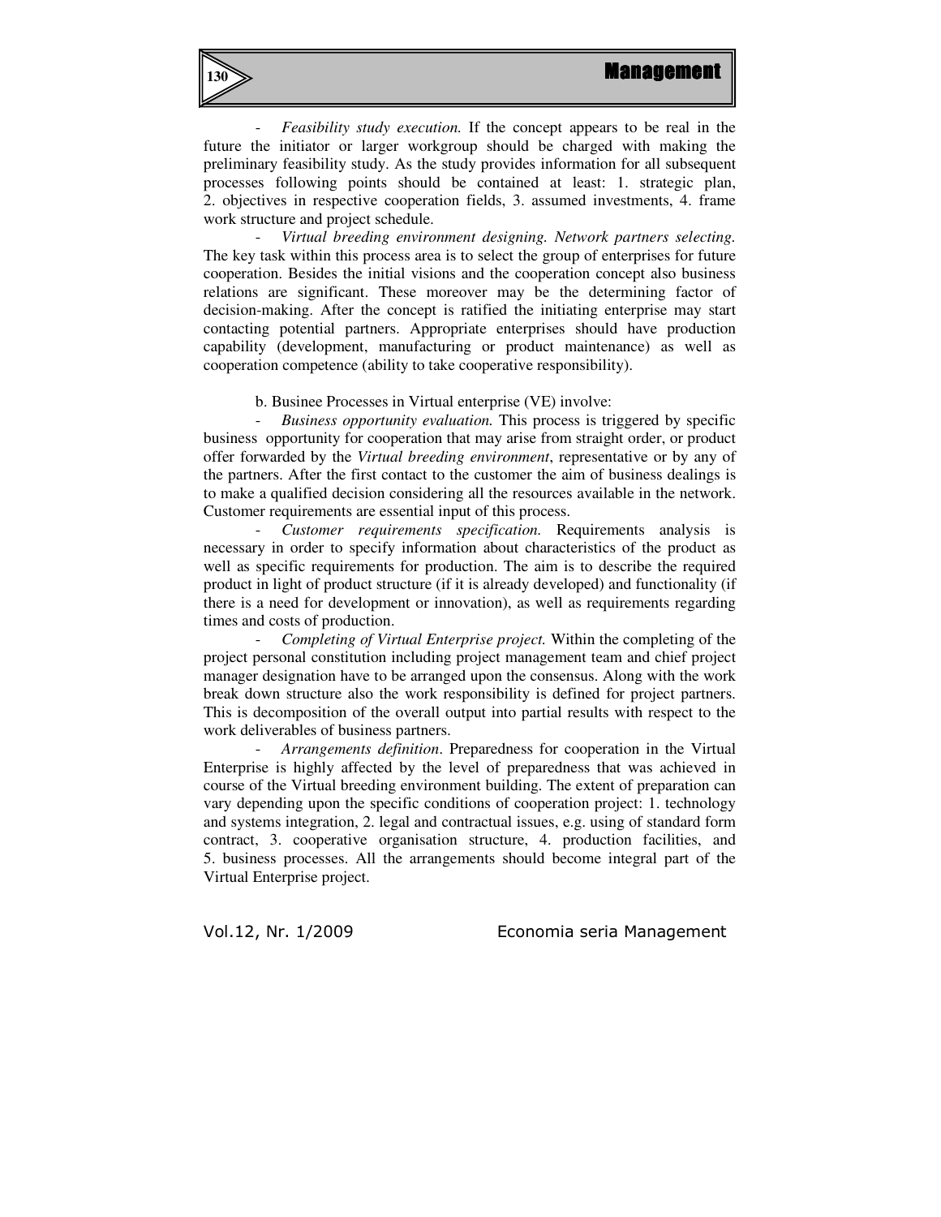- *Feasibility study execution.* If the concept appears to be real in the future the initiator or larger workgroup should be charged with making the preliminary feasibility study. As the study provides information for all subsequent processes following points should be contained at least: 1. strategic plan, 2. objectives in respective cooperation fields, 3. assumed investments, 4. frame work structure and project schedule.

- *Virtual breeding environment designing. Network partners selecting.* The key task within this process area is to select the group of enterprises for future cooperation. Besides the initial visions and the cooperation concept also business relations are significant. These moreover may be the determining factor of decision-making. After the concept is ratified the initiating enterprise may start contacting potential partners. Appropriate enterprises should have production capability (development, manufacturing or product maintenance) as well as cooperation competence (ability to take cooperative responsibility).

b. Businee Processes in Virtual enterprise (VE) involve:

- *Business opportunity evaluation.* This process is triggered by specific business opportunity for cooperation that may arise from straight order, or product offer forwarded by the *Virtual breeding environment*, representative or by any of the partners. After the first contact to the customer the aim of business dealings is to make a qualified decision considering all the resources available in the network. Customer requirements are essential input of this process.

- *Customer requirements specification.* Requirements analysis is necessary in order to specify information about characteristics of the product as well as specific requirements for production. The aim is to describe the required product in light of product structure (if it is already developed) and functionality (if there is a need for development or innovation), as well as requirements regarding times and costs of production.

- *Completing of Virtual Enterprise project.* Within the completing of the project personal constitution including project management team and chief project manager designation have to be arranged upon the consensus. Along with the work break down structure also the work responsibility is defined for project partners. This is decomposition of the overall output into partial results with respect to the work deliverables of business partners.

- *Arrangements definition*. Preparedness for cooperation in the Virtual Enterprise is highly affected by the level of preparedness that was achieved in course of the Virtual breeding environment building. The extent of preparation can vary depending upon the specific conditions of cooperation project: 1. technology and systems integration, 2. legal and contractual issues, e.g. using of standard form contract, 3. cooperative organisation structure, 4. production facilities, and 5. business processes. All the arrangements should become integral part of the Virtual Enterprise project.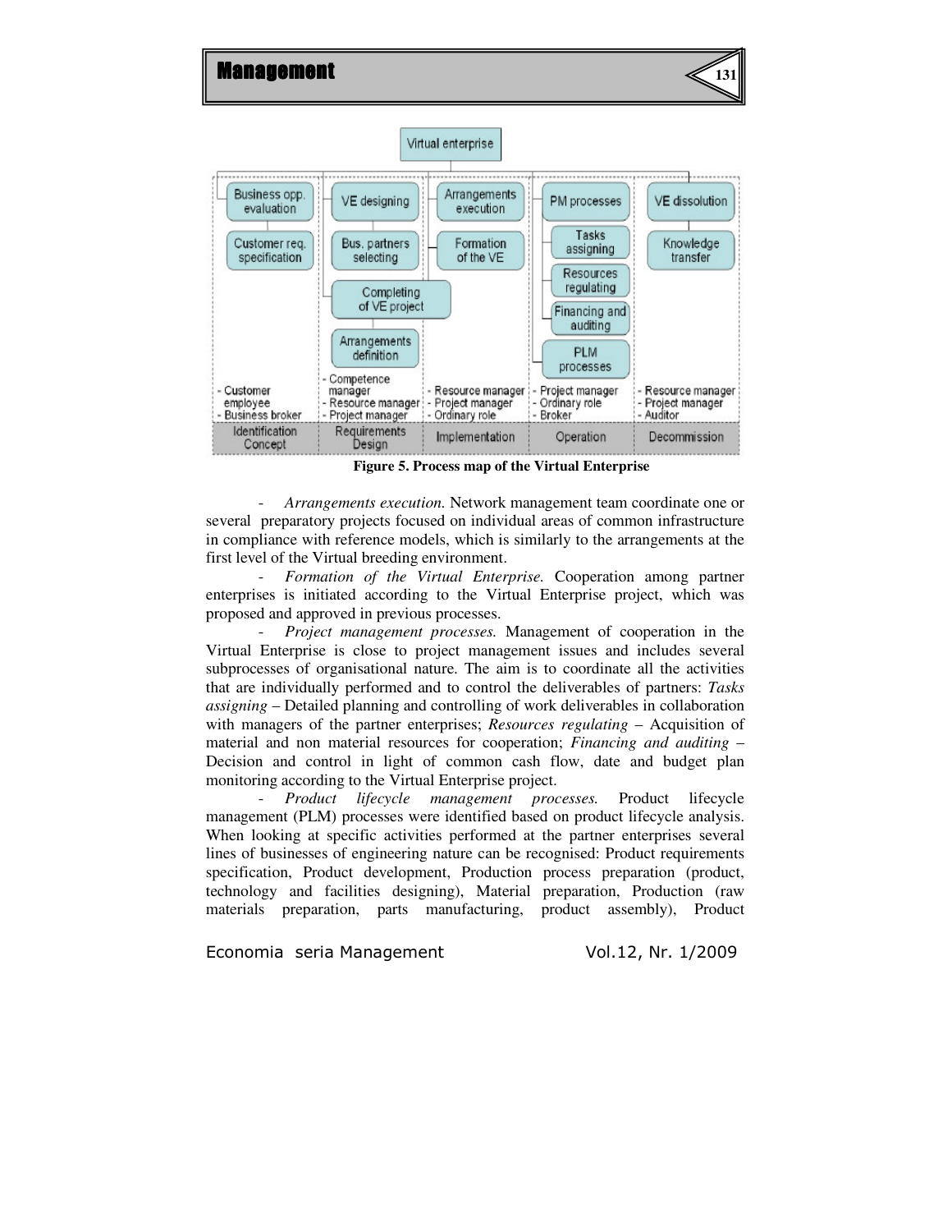**Figure 5. Process map of the Virtual Enterprise**

- *Arrangements execution.* Network management team coordinate one or several preparatory projects focused on individual areas of common infrastructure in compliance with reference models, which is similarly to the arrangements at the first level of the Virtual breeding environment.

- *Formation of the Virtual Enterprise.* Cooperation among partner enterprises is initiated according to the Virtual Enterprise project, which was proposed and approved in previous processes.

- *Project management processes.* Management of cooperation in the Virtual Enterprise is close to project management issues and includes several subprocesses of organisational nature. The aim is to coordinate all the activities that are individually performed and to control the deliverables of partners: *Tasks assigning* – Detailed planning and controlling of work deliverables in collaboration with managers of the partner enterprises; *Resources regulating* – Acquisition of material and non material resources for cooperation; *Financing and auditing* – Decision and control in light of common cash flow, date and budget plan monitoring according to the Virtual Enterprise project.

- *Product lifecycle management processes.* Product lifecycle management (PLM) processes were identified based on product lifecycle analysis. When looking at specific activities performed at the partner enterprises several lines of businesses of engineering nature can be recognised: Product requirements specification, Product development, Production process preparation (product, technology and facilities designing), Material preparation, Production (raw materials preparation, parts manufacturing, product assembly), Product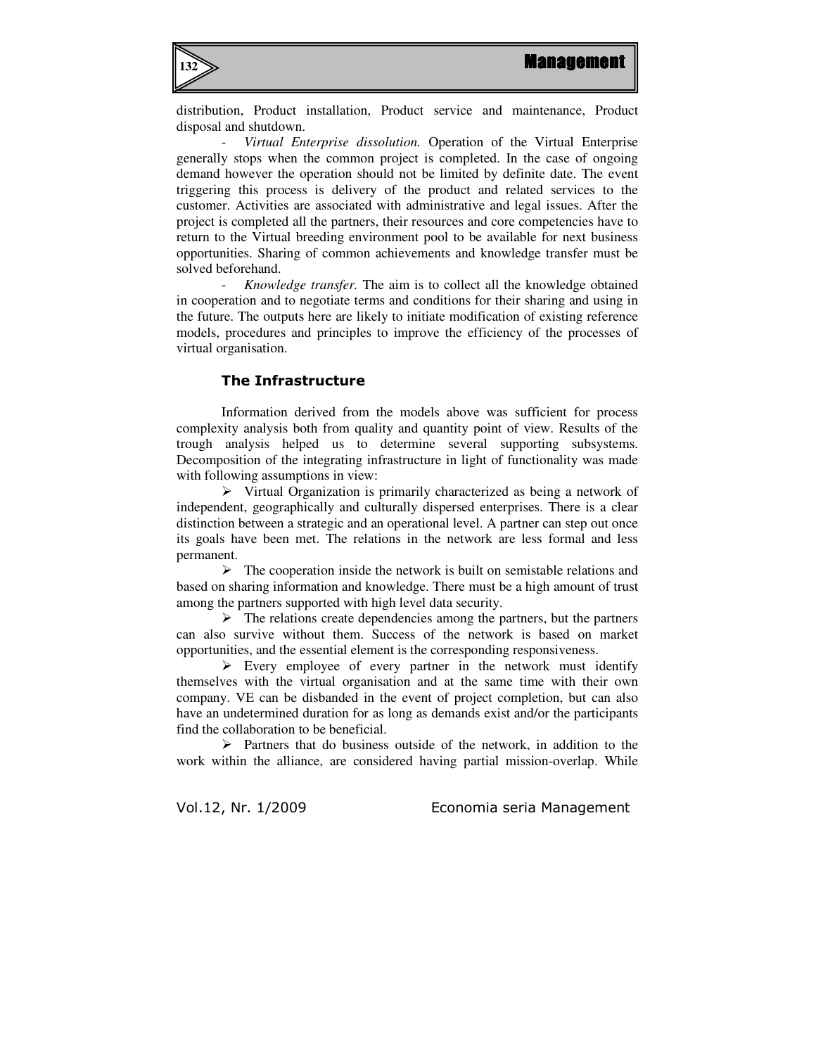distribution, Product installation, Product service and maintenance, Product disposal and shutdown.

- *Virtual Enterprise dissolution.* Operation of the Virtual Enterprise generally stops when the common project is completed. In the case of ongoing demand however the operation should not be limited by definite date. The event triggering this process is delivery of the product and related services to the customer. Activities are associated with administrative and legal issues. After the project is completed all the partners, their resources and core competencies have to return to the Virtual breeding environment pool to be available for next business opportunities. Sharing of common achievements and knowledge transfer must be solved beforehand.

- *Knowledge transfer.* The aim is to collect all the knowledge obtained in cooperation and to negotiate terms and conditions for their sharing and using in the future. The outputs here are likely to initiate modification of existing reference models, procedures and principles to improve the efficiency of the processes of virtual organisation.

## The Infrastructure

Information derived from the models above was sufficient for process complexity analysis both from quality and quantity point of view. Results of the trough analysis helped us to determine several supporting subsystems. Decomposition of the integrating infrastructure in light of functionality was made with following assumptions in view:

- Virtual Organization is primarily characterized as being a network of independent, geographically and culturally dispersed enterprises. There is a clear distinction between a strategic and an operational level. A partner can step out once its goals have been met. The relations in the network are less formal and less permanent.
- The cooperation inside the network is built on semistable relations and based on sharing information and knowledge. There must be a high amount of trust among the partners supported with high level data security.
- The relations create dependencies among the partners, but the partners can also survive without them. Success of the network is based on market opportunities, and the essential element is the corresponding responsiveness.
- Every employee of every partner in the network must identify themselves with the virtual organisation and at the same time with their own company. VE can be disbanded in the event of project completion, but can also have an undetermined duration for as long as demands exist and/or the participants find the collaboration to be beneficial.
- Partners that do business outside of the network, in addition to the work within the alliance, are considered having partial mission-overlap. While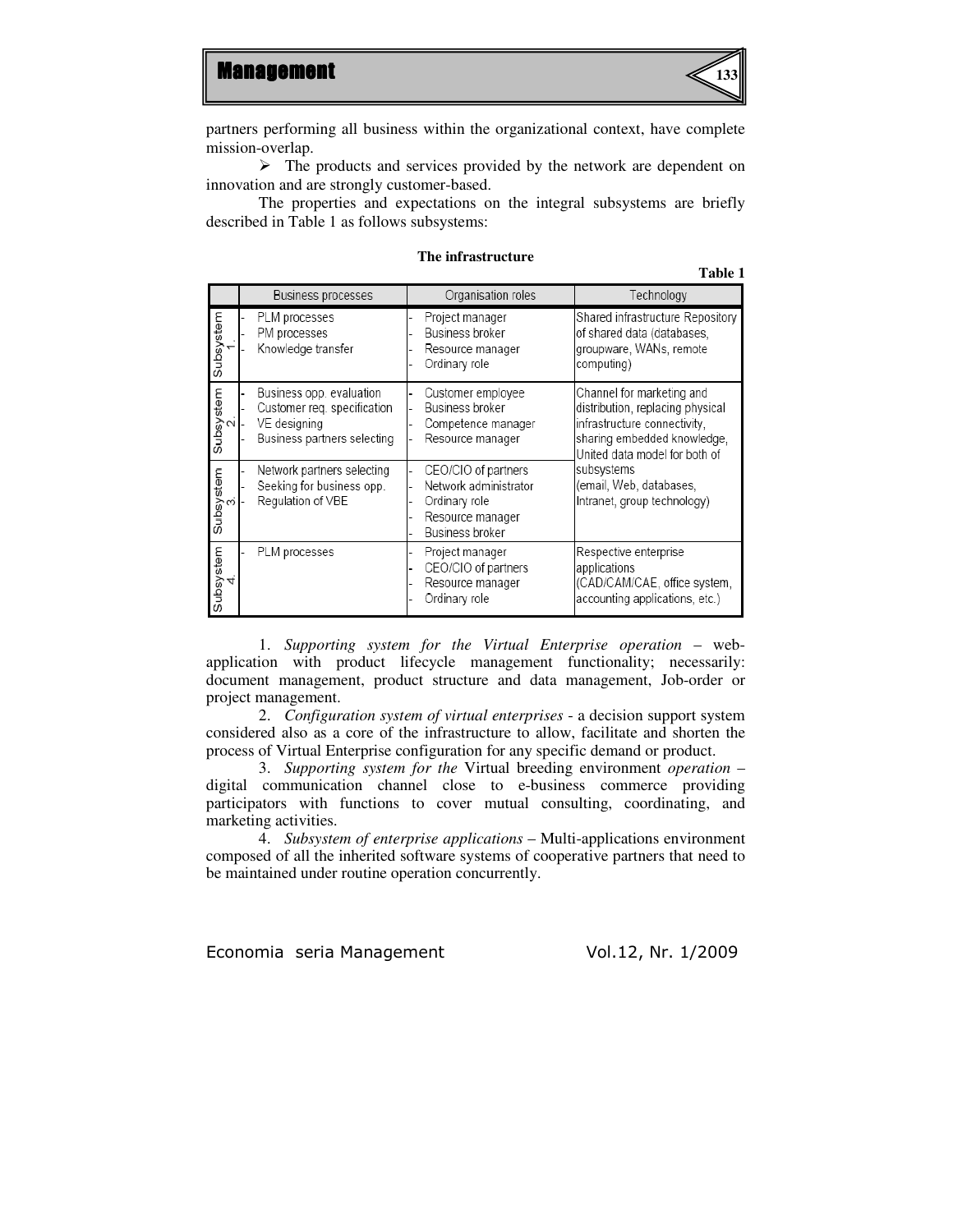partners performing all business within the organizational context, have complete mission-overlap.

➢ The products and services provided by the network are dependent on innovation and are strongly customer-based.

The properties and expectations on the integral subsystems are briefly described in Table 1 as follows subsystems:

**The infrastructure**

**Table 1**

| | Business processes | Organisation roles | Technology |
|---|---|---|---|
| Subsystem 1. | - PLM processes<br>- PM processes<br>- Knowledge transfer | - Project manager<br>- Business broker<br>- Resource manager<br>- Ordinary role | Shared infrastructure Repository of shared data (databases, groupware, WANs, remote computing) |
| Subsystem 2. | - Business opp. evaluation<br>- Customer req. specification<br>- VE designing<br>- Business partners selecting | - Customer employee<br>- Business broker<br>- Competence manager<br>- Resource manager | Channel for marketing and distribution, replacing physical infrastructure connectivity, sharing embedded knowledge, United data model for both of subsystems (email, Web, databases, Intranet, group technology) |
| Subsystem 3. | - Network partners selecting<br>- Seeking for business opp.<br>- Regulation of VBE | - CEO/CIO of partners<br>- Network administrator<br>- Ordinary role<br>- Resource manager<br>- Business broker | |
| Subsystem 4. | - PLM processes | - Project manager<br>- CEO/CIO of partners<br>- Resource manager<br>- Ordinary role | Respective enterprise applications (CAD/CAM/CAE, office system, accounting applications, etc.) |

1. *Supporting system for the Virtual Enterprise operation* – web-application with product lifecycle management functionality; necessarily: document management, product structure and data management, Job-order or project management.

2. *Configuration system of virtual enterprises* - a decision support system considered also as a core of the infrastructure to allow, facilitate and shorten the process of Virtual Enterprise configuration for any specific demand or product.

3. *Supporting system for the* Virtual breeding environment *operation* – digital communication channel close to e-business commerce providing participators with functions to cover mutual consulting, coordinating, and marketing activities.

4. *Subsystem of enterprise applications* – Multi-applications environment composed of all the inherited software systems of cooperative partners that need to be maintained under routine operation concurrently.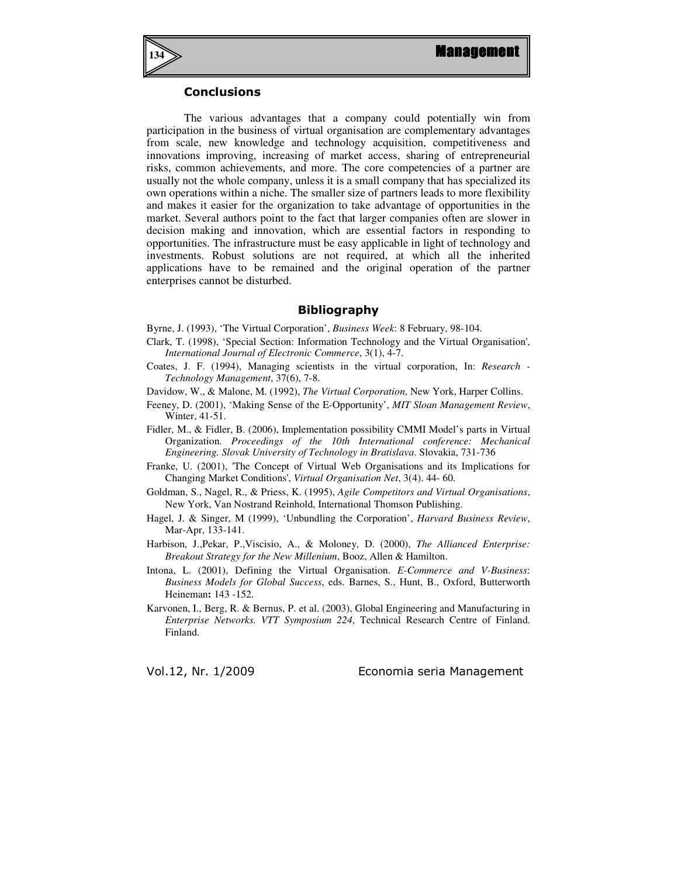## Conclusions

The various advantages that a company could potentially win from participation in the business of virtual organisation are complementary advantages from scale, new knowledge and technology acquisition, competitiveness and innovations improving, increasing of market access, sharing of entrepreneurial risks, common achievements, and more. The core competencies of a partner are usually not the whole company, unless it is a small company that has specialized its own operations within a niche. The smaller size of partners leads to more flexibility and makes it easier for the organization to take advantage of opportunities in the market. Several authors point to the fact that larger companies often are slower in decision making and innovation, which are essential factors in responding to opportunities. The infrastructure must be easy applicable in light of technology and investments. Robust solutions are not required, at which all the inherited applications have to be remained and the original operation of the partner enterprises cannot be disturbed.

## Bibliography

Byrne, J. (1993), 'The Virtual Corporation', *Business Week*: 8 February, 98-104.

Clark, T. (1998), 'Special Section: Information Technology and the Virtual Organisation', *International Journal of Electronic Commerce*, 3(1), 4-7.

Coates, J. F. (1994), Managing scientists in the virtual corporation, In: *Research - Technology Management*, 37(6), 7-8.

Davidow, W., & Malone, M. (1992), *The Virtual Corporation*, New York, Harper Collins.

Feeney, D. (2001), 'Making Sense of the E-Opportunity', *MIT Sloan Management Review*, Winter, 41-51.

Fidler, M., & Fidler, B. (2006), Implementation possibility CMMI Model's parts in Virtual Organization. *Proceedings of the 10th International conference: Mechanical Engineering. Slovak University of Technology in Bratislava*. Slovakia, 731-736

Franke, U. (2001), 'The Concept of Virtual Web Organisations and its Implications for Changing Market Conditions', *Virtual Organisation Net*, 3(4). 44- 60.

Goldman, S., Nagel, R., & Priess, K. (1995), *Agile Competitors and Virtual Organisations*, New York, Van Nostrand Reinhold, International Thomson Publishing.

Hagel, J. & Singer, M (1999), 'Unbundling the Corporation', *Harvard Business Review*, Mar-Apr, 133-141.

Harbison, J.,Pekar, P.,Viscisio, A., & Moloney, D. (2000), *The Allianced Enterprise: Breakout Strategy for the New Millenium*, Booz, Allen & Hamilton.

Intona, L. (2001), Defining the Virtual Organisation. *E-Commerce and V-Business*: *Business Models for Global Success*, eds. Barnes, S., Hunt, B., Oxford, Butterworth Heineman**:** 143 -152.

Karvonen, I., Berg, R. & Bernus, P. et al. (2003), Global Engineering and Manufacturing in *Enterprise Networks. VTT Symposium 224*, Technical Research Centre of Finland. Finland.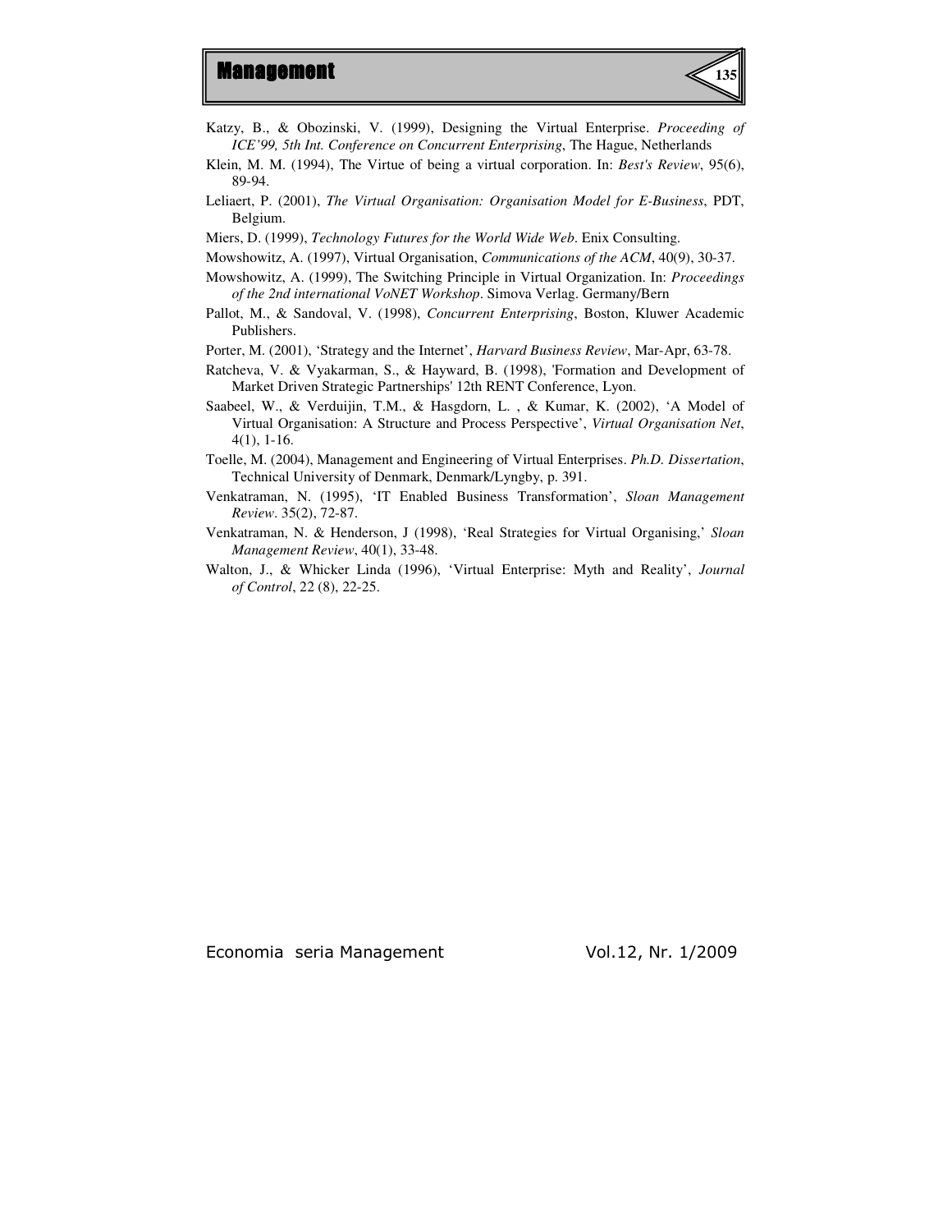Katzy, B., & Obozinski, V. (1999), Designing the Virtual Enterprise. *Proceeding of ICE'99, 5th Int. Conference on Concurrent Enterprising*, The Hague, Netherlands

Klein, M. M. (1994), The Virtue of being a virtual corporation. In: *Best's Review*, 95(6), 89-94.

Leliaert, P. (2001), *The Virtual Organisation: Organisation Model for E-Business*, PDT, Belgium.

Miers, D. (1999), *Technology Futures for the World Wide Web*. Enix Consulting.

Mowshowitz, A. (1997), Virtual Organisation, *Communications of the ACM*, 40(9), 30-37.

Mowshowitz, A. (1999), The Switching Principle in Virtual Organization. In: *Proceedings of the 2nd international VoNET Workshop*. Simova Verlag. Germany/Bern

Pallot, M., & Sandoval, V. (1998), *Concurrent Enterprising*, Boston, Kluwer Academic Publishers.

Porter, M. (2001), 'Strategy and the Internet', *Harvard Business Review*, Mar-Apr, 63-78.

Ratcheva, V. & Vyakarman, S., & Hayward, B. (1998), 'Formation and Development of Market Driven Strategic Partnerships' 12th RENT Conference, Lyon.

Saabeel, W., & Verduijin, T.M., & Hasgdorn, L. , & Kumar, K. (2002), 'A Model of Virtual Organisation: A Structure and Process Perspective', *Virtual Organisation Net*, 4(1), 1-16.

Toelle, M. (2004), Management and Engineering of Virtual Enterprises. *Ph.D. Dissertation*, Technical University of Denmark, Denmark/Lyngby, p. 391.

Venkatraman, N. (1995), 'IT Enabled Business Transformation', *Sloan Management Review*. 35(2), 72-87.

Venkatraman, N. & Henderson, J (1998), 'Real Strategies for Virtual Organising,' *Sloan Management Review*, 40(1), 33-48.

Walton, J., & Whicker Linda (1996), 'Virtual Enterprise: Myth and Reality', *Journal of Control*, 22 (8), 22-25.